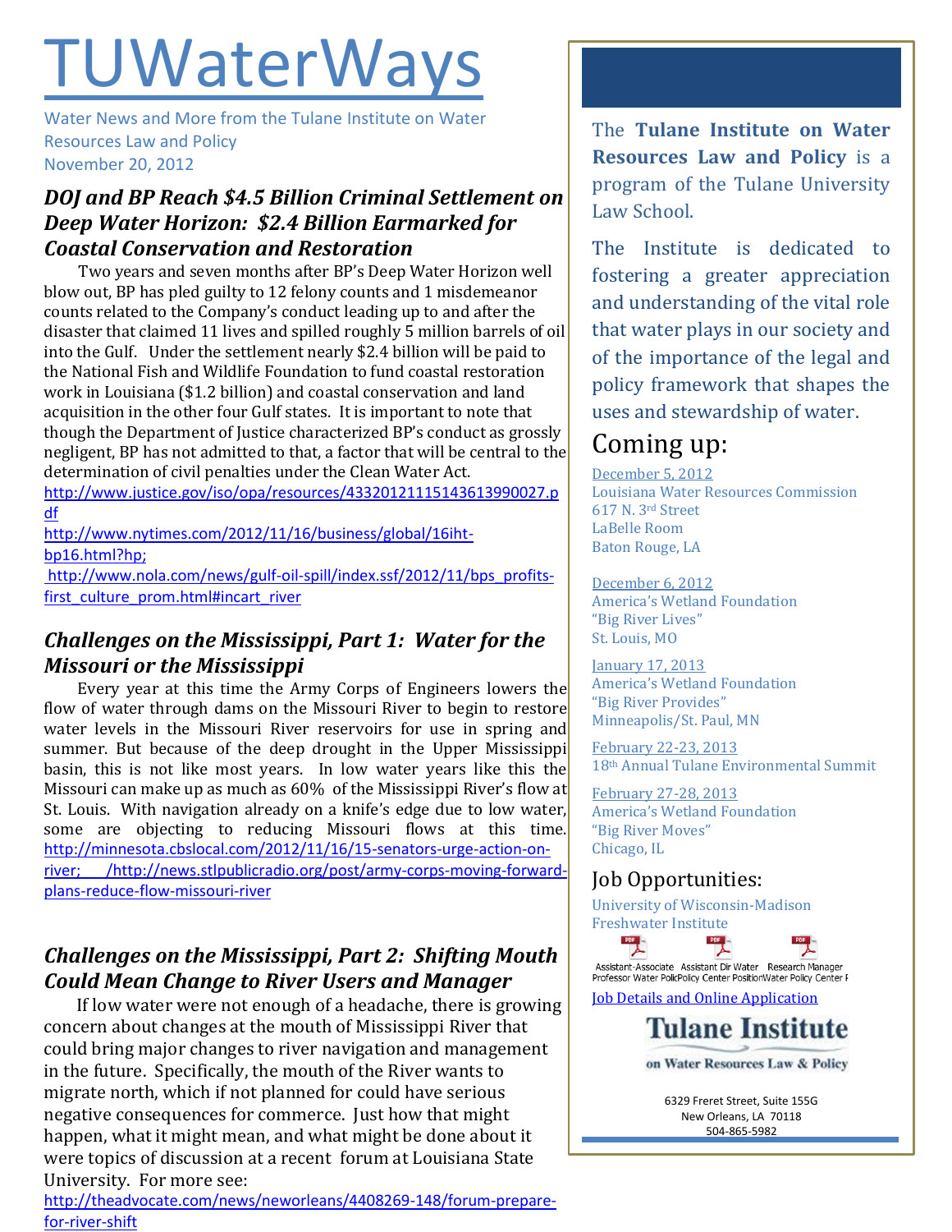# TUWaterWays

Water News and More from the Tulane Institute on Water Resources Law and Policy
November 20, 2012

## *DOJ and BP Reach $4.5 Billion Criminal Settlement on Deep Water Horizon: $2.4 Billion Earmarked for Coastal Conservation and Restoration*

Two years and seven months after BP's Deep Water Horizon well blow out, BP has pled guilty to 12 felony counts and 1 misdemeanor counts related to the Company's conduct leading up to and after the disaster that claimed 11 lives and spilled roughly 5 million barrels of oil into the Gulf. Under the settlement nearly $2.4 billion will be paid to the National Fish and Wildlife Foundation to fund coastal restoration work in Louisiana ($1.2 billion) and coastal conservation and land acquisition in the other four Gulf states. It is important to note that though the Department of Justice characterized BP's conduct as grossly negligent, BP has not admitted to that, a factor that will be central to the determination of civil penalties under the Clean Water Act.

http://www.justice.gov/iso/opa/resources/43320121115143613990027.pdf

http://www.nytimes.com/2012/11/16/business/global/16iht-bp16.html?hp;

http://www.nola.com/news/gulf-oil-spill/index.ssf/2012/11/bps_profits-first_culture_prom.html#incart_river

## *Challenges on the Mississippi, Part 1: Water for the Missouri or the Mississippi*

Every year at this time the Army Corps of Engineers lowers the flow of water through dams on the Missouri River to begin to restore water levels in the Missouri River reservoirs for use in spring and summer. But because of the deep drought in the Upper Mississippi basin, this is not like most years. In low water years like this the Missouri can make up as much as 60% of the Mississippi River's flow at St. Louis. With navigation already on a knife's edge due to low water, some are objecting to reducing Missouri flows at this time. http://minnesota.cbslocal.com/2012/11/16/15-senators-urge-action-on-river; /http://news.stlpublicradio.org/post/army-corps-moving-forward-plans-reduce-flow-missouri-river

## *Challenges on the Mississippi, Part 2: Shifting Mouth Could Mean Change to River Users and Manager*

If low water were not enough of a headache, there is growing concern about changes at the mouth of Mississippi River that could bring major changes to river navigation and management in the future. Specifically, the mouth of the River wants to migrate north, which if not planned for could have serious negative consequences for commerce. Just how that might happen, what it might mean, and what might be done about it were topics of discussion at a recent forum at Louisiana State University. For more see:

http://theadvocate.com/news/neworleans/4408269-148/forum-prepare-for-river-shift

---

The **Tulane Institute on Water Resources Law and Policy** is a program of the Tulane University Law School.

The Institute is dedicated to fostering a greater appreciation and understanding of the vital role that water plays in our society and of the importance of the legal and policy framework that shapes the uses and stewardship of water.

## Coming up:

December 5, 2012
Louisiana Water Resources Commission
617 N. 3rd Street
LaBelle Room
Baton Rouge, LA

December 6, 2012
America's Wetland Foundation
"Big River Lives"
St. Louis, MO

January 17, 2013
America's Wetland Foundation
"Big River Provides"
Minneapolis/St. Paul, MN

February 22-23, 2013
18th Annual Tulane Environmental Summit

February 27-28, 2013
America's Wetland Foundation
"Big River Moves"
Chicago, IL

## Job Opportunities:

University of Wisconsin-Madison
Freshwater Institute

Assistant-Associate Professor Water Policy | Assistant Dir Water Policy Center Position | Research Manager Water Policy Center

Job Details and Online Application

**Tulane Institute on Water Resources Law & Policy**

6329 Freret Street, Suite 155G
New Orleans, LA 70118
504-865-5982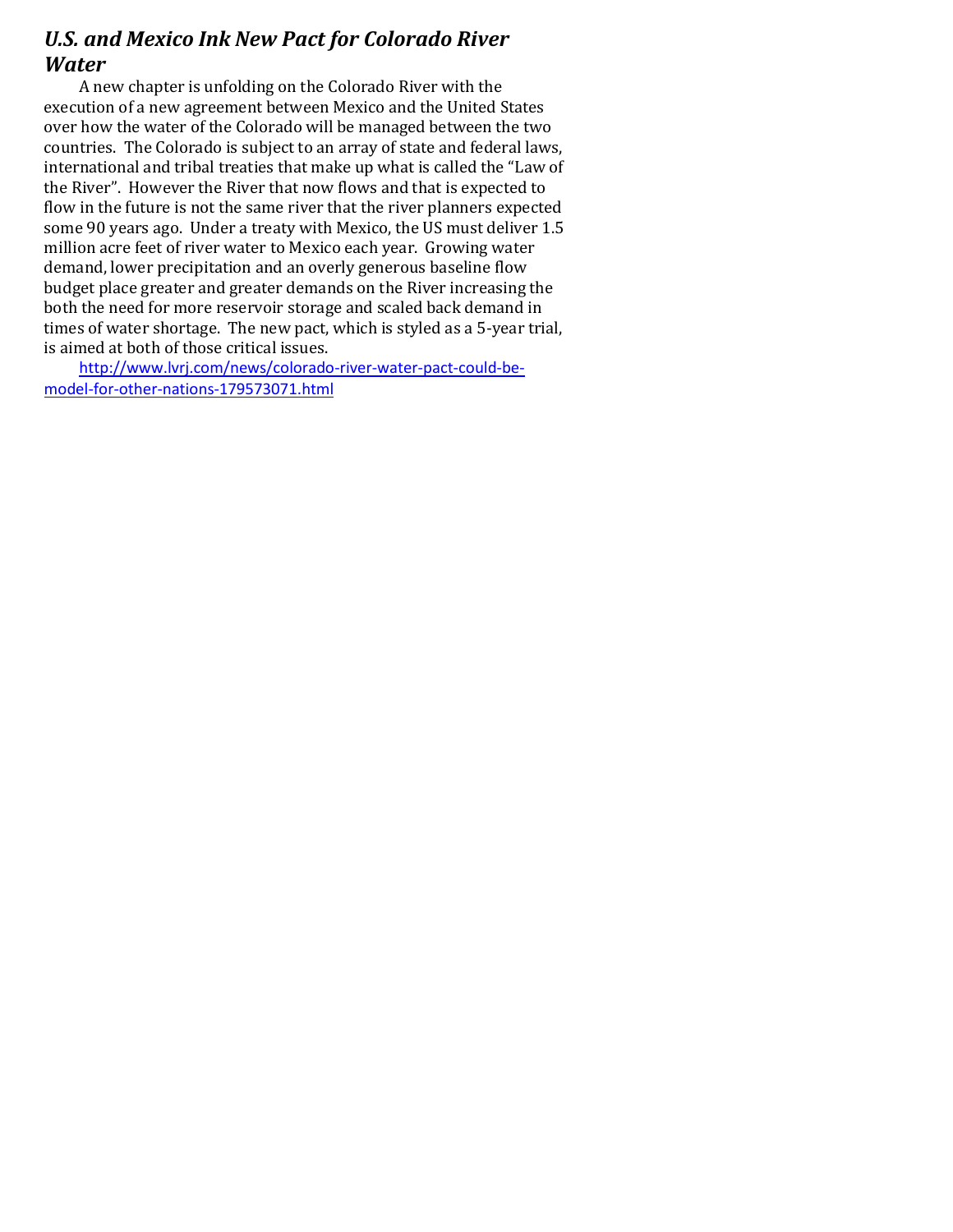## *U.S. and Mexico Ink New Pact for Colorado River Water*

A new chapter is unfolding on the Colorado River with the execution of a new agreement between Mexico and the United States over how the water of the Colorado will be managed between the two countries. The Colorado is subject to an array of state and federal laws, international and tribal treaties that make up what is called the "Law of the River". However the River that now flows and that is expected to flow in the future is not the same river that the river planners expected some 90 years ago. Under a treaty with Mexico, the US must deliver 1.5 million acre feet of river water to Mexico each year. Growing water demand, lower precipitation and an overly generous baseline flow budget place greater and greater demands on the River increasing the both the need for more reservoir storage and scaled back demand in times of water shortage. The new pact, which is styled as a 5-year trial, is aimed at both of those critical issues.

http://www.lvrj.com/news/colorado-river-water-pact-could-be-model-for-other-nations-179573071.html